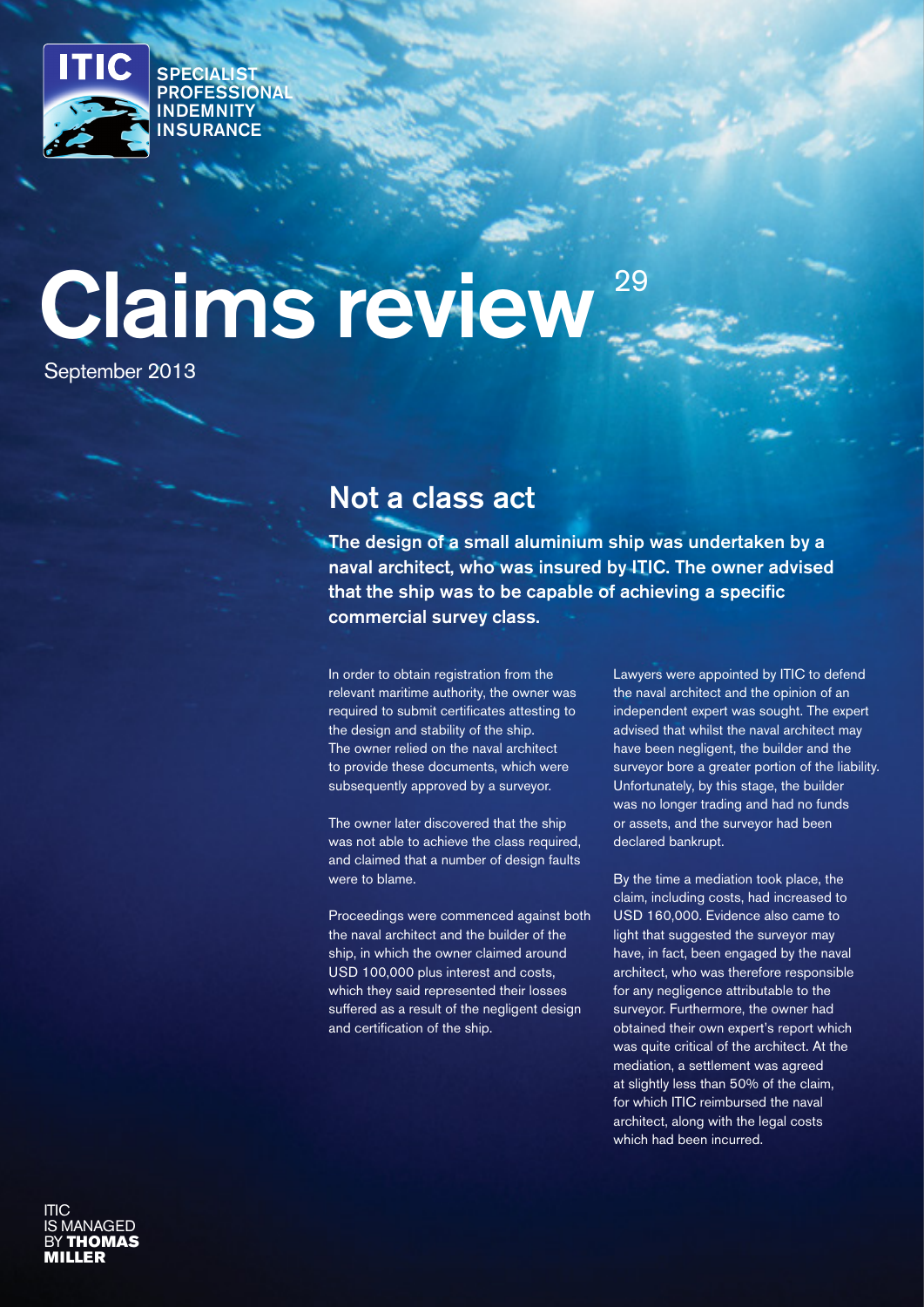ITIC SPECIALIST PROFESSIONAL INDEMNITY INSURANCE

# Claims review 29

September 2013

## Not a class act

**The design of a small aluminium ship was undertaken by a naval architect, who was insured by ITIC. The owner advised that the ship was to be capable of achieving a specific commercial survey class.**

In order to obtain registration from the relevant maritime authority, the owner was required to submit certificates attesting to the design and stability of the ship. The owner relied on the naval architect to provide these documents, which were subsequently approved by a surveyor.

The owner later discovered that the ship was not able to achieve the class required, and claimed that a number of design faults were to blame.

Proceedings were commenced against both the naval architect and the builder of the ship, in which the owner claimed around USD 100,000 plus interest and costs, which they said represented their losses suffered as a result of the negligent design and certification of the ship.

Lawyers were appointed by ITIC to defend the naval architect and the opinion of an independent expert was sought. The expert advised that whilst the naval architect may have been negligent, the builder and the surveyor bore a greater portion of the liability. Unfortunately, by this stage, the builder was no longer trading and had no funds or assets, and the surveyor had been declared bankrupt.

By the time a mediation took place, the claim, including costs, had increased to USD 160,000. Evidence also came to light that suggested the surveyor may have, in fact, been engaged by the naval architect, who was therefore responsible for any negligence attributable to the surveyor. Furthermore, the owner had obtained their own expert's report which was quite critical of the architect. At the mediation, a settlement was agreed at slightly less than 50% of the claim, for which ITIC reimbursed the naval architect, along with the legal costs which had been incurred.

ITIC IS MANAGED BY **THOMAS MILLER**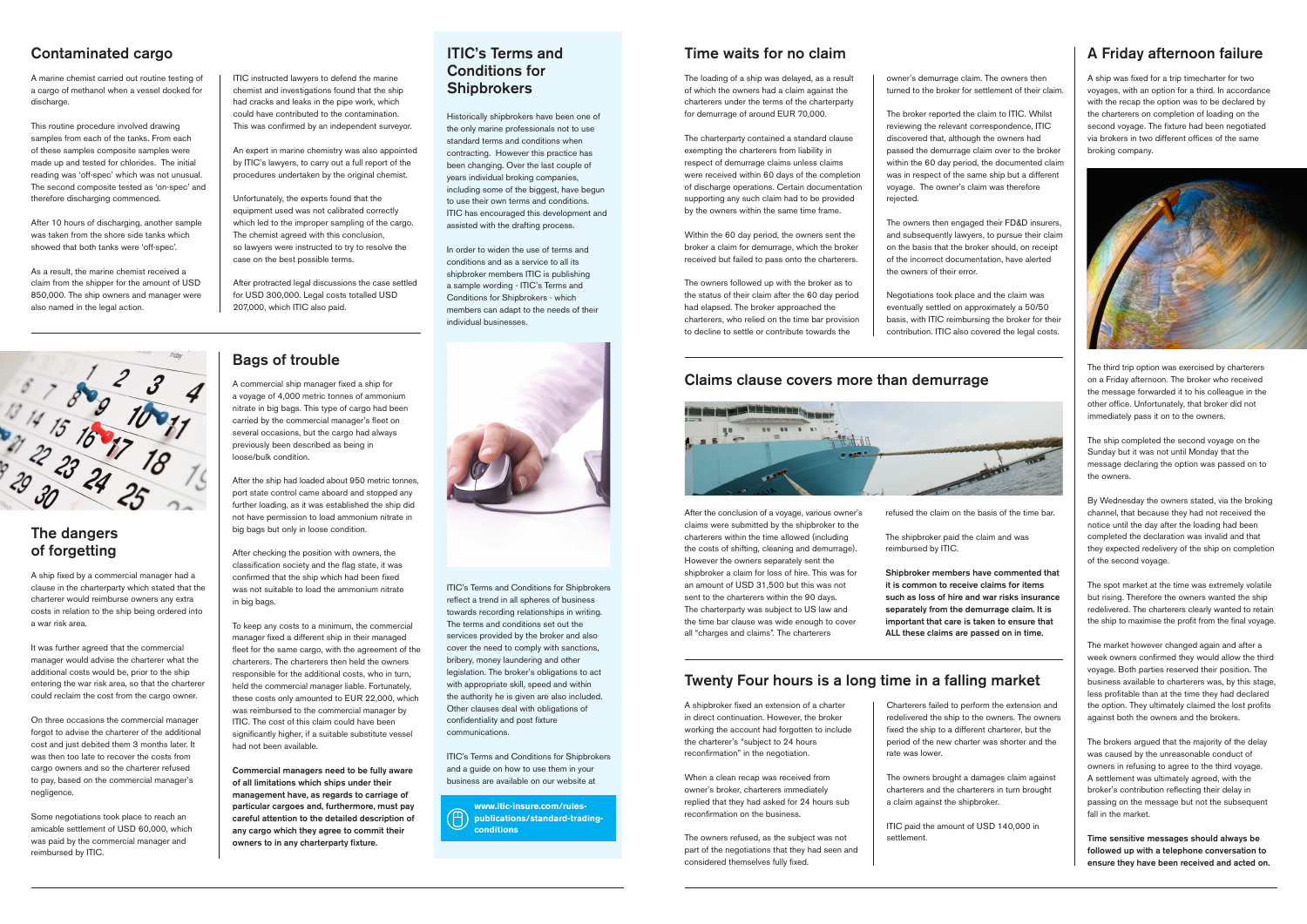## Contaminated cargo

A marine chemist carried out routine testing of a cargo of methanol when a vessel docked for discharge.

This routine procedure involved drawing samples from each of the tanks. From each of these samples composite samples were made up and tested for chlorides. The initial reading was 'off-spec' which was not unusual. The second composite tested as 'on-spec' and therefore discharging commenced.

After 10 hours of discharging, another sample was taken from the shore side tanks which showed that both tanks were 'off-spec'.

As a result, the marine chemist received a claim from the shipper for the amount of USD 850,000. The ship owners and manager were also named in the legal action.

ITIC instructed lawyers to defend the marine chemist and investigations found that the ship had cracks and leaks in the pipe work, which could have contributed to the contamination. This was confirmed by an independent surveyor.

An expert in marine chemistry was also appointed by ITIC's lawyers, to carry out a full report of the procedures undertaken by the original chemist.

Unfortunately, the experts found that the equipment used was not calibrated correctly which led to the improper sampling of the cargo. The chemist agreed with this conclusion, so lawyers were instructed to try to resolve the case on the best possible terms.

After protracted legal discussions the case settled for USD 300,000. Legal costs totalled USD 207,000, which ITIC also paid.

## The dangers of forgetting

A ship fixed by a commercial manager had a clause in the charterparty which stated that the charterer would reimburse owners any extra costs in relation to the ship being ordered into a war risk area.

It was further agreed that the commercial manager would advise the charterer what the additional costs would be, prior to the ship entering the war risk area, so that the charterer could reclaim the cost from the cargo owner.

On three occasions the commercial manager forgot to advise the charterer of the additional cost and just debited them 3 months later. It was then too late to recover the costs from cargo owners and so the charterer refused to pay, based on the commercial manager's negligence.

Some negotiations took place to reach an amicable settlement of USD 60,000, which was paid by the commercial manager and reimbursed by ITIC.

## Bags of trouble

A commercial ship manager fixed a ship for a voyage of 4,000 metric tonnes of ammonium nitrate in big bags. This type of cargo had been carried by the commercial manager's fleet on several occasions, but the cargo had always previously been described as being in loose/bulk condition.

After the ship had loaded about 950 metric tonnes, port state control came aboard and stopped any further loading, as it was established the ship did not have permission to load ammonium nitrate in big bags but only in loose condition.

After checking the position with owners, the classification society and the flag state, it was confirmed that the ship which had been fixed was not suitable to load the ammonium nitrate in big bags.

To keep any costs to a minimum, the commercial manager fixed a different ship in their managed fleet for the same cargo, with the agreement of the charterers. The charterers then held the owners responsible for the additional costs, who in turn, held the commercial manager liable. Fortunately, these costs only amounted to EUR 22,000, which was reimbursed to the commercial manager by ITIC. The cost of this claim could have been significantly higher, if a suitable substitute vessel had not been available.

**Commercial managers need to be fully aware of all limitations which ships under their management have, as regards to carriage of particular cargoes and, furthermore, must pay careful attention to the detailed description of any cargo which they agree to commit their owners to in any charterparty fixture.**

## ITIC's Terms and Conditions for Shipbrokers

Historically shipbrokers have been one of the only marine professionals not to use standard terms and conditions when contracting. However this practice has been changing. Over the last couple of years individual broking companies, including some of the biggest, have begun to use their own terms and conditions. ITIC has encouraged this development and assisted with the drafting process.

In order to widen the use of terms and conditions and as a service to all its shipbroker members ITIC is publishing a sample wording - ITIC's Terms and Conditions for Shipbrokers - which members can adapt to the needs of their individual businesses.

ITIC's Terms and Conditions for Shipbrokers reflect a trend in all spheres of business towards recording relationships in writing. The terms and conditions set out the services provided by the broker and also cover the need to comply with sanctions, bribery, money laundering and other legislation. The broker's obligations to act with appropriate skill, speed and within the authority he is given are also included. Other clauses deal with obligations of confidentiality and post fixture communications.

ITIC's Terms and Conditions for Shipbrokers and a guide on how to use them in your business are available on our website at

**www.itic-insure.com/rules-publications/standard-trading-conditions**

## Time waits for no claim

The loading of a ship was delayed, as a result of which the owners had a claim against the charterers under the terms of the charterparty for demurrage of around EUR 70,000.

The charterparty contained a standard clause exempting the charterers from liability in respect of demurrage claims unless claims were received within 60 days of the completion of discharge operations. Certain documentation supporting any such claim had to be provided by the owners within the same time frame.

Within the 60 day period, the owners sent the broker a claim for demurrage, which the broker received but failed to pass onto the charterers.

The owners followed up with the broker as to the status of their claim after the 60 day period had elapsed. The broker approached the charterers, who relied on the time bar provision to decline to settle or contribute towards the owner's demurrage claim. The owners then turned to the broker for settlement of their claim.

The broker reported the claim to ITIC. Whilst reviewing the relevant correspondence, ITIC discovered that, although the owners had passed the demurrage claim over to the broker within the 60 day period, the documented claim was in respect of the same ship but a different voyage. The owner's claim was therefore rejected.

The owners then engaged their FD&D insurers, and subsequently lawyers, to pursue their claim on the basis that the broker should, on receipt of the incorrect documentation, have alerted the owners of their error.

Negotiations took place and the claim was eventually settled on approximately a 50/50 basis, with ITIC reimbursing the broker for their contribution. ITIC also covered the legal costs.

## Claims clause covers more than demurrage

After the conclusion of a voyage, various owner's claims were submitted by the shipbroker to the charterers within the time allowed (including the costs of shifting, cleaning and demurrage). However the owners separately sent the shipbroker a claim for loss of hire. This was for an amount of USD 31,500 but this was not sent to the charterers within the 90 days. The charterparty was subject to US law and the time bar clause was wide enough to cover all "charges and claims". The charterers refused the claim on the basis of the time bar.

The shipbroker paid the claim and was reimbursed by ITIC.

**Shipbroker members have commented that it is common to receive claims for items such as loss of hire and war risks insurance separately from the demurrage claim. It is important that care is taken to ensure that ALL these claims are passed on in time.**

## Twenty Four hours is a long time in a falling market

A shipbroker fixed an extension of a charter in direct continuation. However, the broker working the account had forgotten to include the charterer's "subject to 24 hours reconfirmation" in the negotiation.

When a clean recap was received from owner's broker, charterers immediately replied that they had asked for 24 hours sub reconfirmation on the business.

The owners refused, as the subject was not part of the negotiations that they had seen and considered themselves fully fixed.

Charterers failed to perform the extension and redelivered the ship to the owners. The owners fixed the ship to a different charterer, but the period of the new charter was shorter and the rate was lower.

The owners brought a damages claim against charterers and the charterers in turn brought a claim against the shipbroker.

ITIC paid the amount of USD 140,000 in settlement.

## A Friday afternoon failure

A ship was fixed for a trip timecharter for two voyages, with an option for a third. In accordance with the recap the option was to be declared by the charterers on completion of loading on the second voyage. The fixture had been negotiated via brokers in two different offices of the same broking company.

The third trip option was exercised by charterers on a Friday afternoon. The broker who received the message forwarded it to his colleague in the other office. Unfortunately, that broker did not immediately pass it on to the owners.

The ship completed the second voyage on the Sunday but it was not until Monday that the message declaring the option was passed on to the owners.

By Wednesday the owners stated, via the broking channel, that because they had not received the notice until the day after the loading had been completed the declaration was invalid and that they expected redelivery of the ship on completion of the second voyage.

The spot market at the time was extremely volatile but rising. Therefore the owners wanted the ship redelivered. The charterers clearly wanted to retain the ship to maximise the profit from the final voyage.

The market however changed again and after a week owners confirmed they would allow the third voyage. Both parties reserved their position. The business available to charterers was, by this stage, less profitable than at the time they had declared the option. They ultimately claimed the lost profits against both the owners and the brokers.

The brokers argued that the majority of the delay was caused by the unreasonable conduct of owners in refusing to agree to the third voyage. A settlement was ultimately agreed, with the broker's contribution reflecting their delay in passing on the message but not the subsequent fall in the market.

**Time sensitive messages should always be followed up with a telephone conversation to ensure they have been received and acted on.**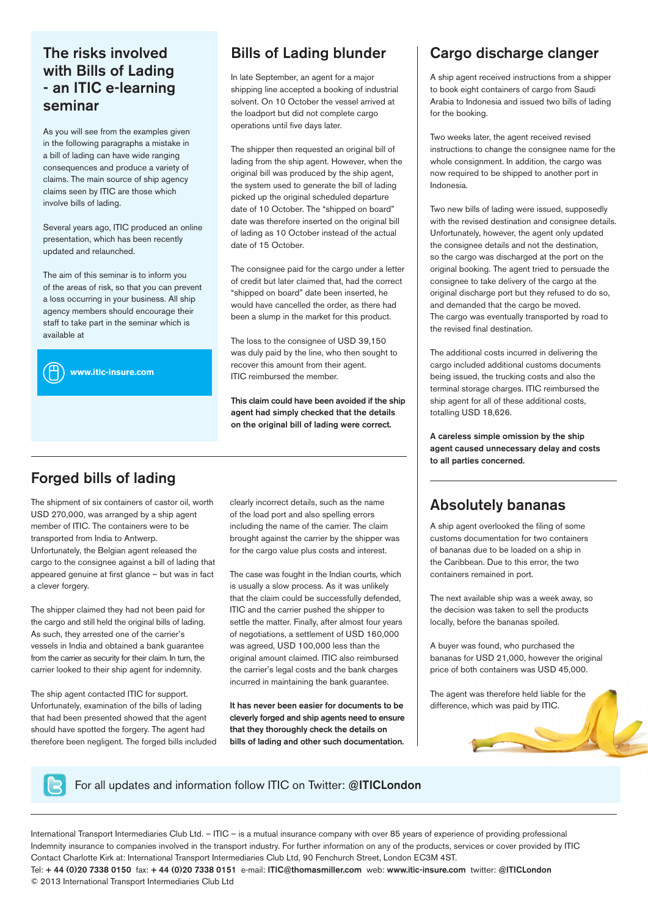## The risks involved with Bills of Lading - an ITIC e-learning seminar

As you will see from the examples given in the following paragraphs a mistake in a bill of lading can have wide ranging consequences and produce a variety of claims. The main source of ship agency claims seen by ITIC are those which involve bills of lading.

Several years ago, ITIC produced an online presentation, which has been recently updated and relaunched.

The aim of this seminar is to inform you of the areas of risk, so that you can prevent a loss occurring in your business. All ship agency members should encourage their staff to take part in the seminar which is available at

**www.itic-insure.com**

## Bills of Lading blunder

In late September, an agent for a major shipping line accepted a booking of industrial solvent. On 10 October the vessel arrived at the loadport but did not complete cargo operations until five days later.

The shipper then requested an original bill of lading from the ship agent. However, when the original bill was produced by the ship agent, the system used to generate the bill of lading picked up the original scheduled departure date of 10 October. The "shipped on board" date was therefore inserted on the original bill of lading as 10 October instead of the actual date of 15 October.

The consignee paid for the cargo under a letter of credit but later claimed that, had the correct "shipped on board" date been inserted, he would have cancelled the order, as there had been a slump in the market for this product.

The loss to the consignee of USD 39,150 was duly paid by the line, who then sought to recover this amount from their agent. ITIC reimbursed the member.

**This claim could have been avoided if the ship agent had simply checked that the details on the original bill of lading were correct.**

## Cargo discharge clanger

A ship agent received instructions from a shipper to book eight containers of cargo from Saudi Arabia to Indonesia and issued two bills of lading for the booking.

Two weeks later, the agent received revised instructions to change the consignee name for the whole consignment. In addition, the cargo was now required to be shipped to another port in Indonesia.

Two new bills of lading were issued, supposedly with the revised destination and consignee details. Unfortunately, however, the agent only updated the consignee details and not the destination, so the cargo was discharged at the port on the original booking. The agent tried to persuade the consignee to take delivery of the cargo at the original discharge port but they refused to do so, and demanded that the cargo be moved. The cargo was eventually transported by road to the revised final destination.

The additional costs incurred in delivering the cargo included additional customs documents being issued, the trucking costs and also the terminal storage charges. ITIC reimbursed the ship agent for all of these additional costs, totalling USD 18,626.

**A careless simple omission by the ship agent caused unnecessary delay and costs to all parties concerned.**

## Forged bills of lading

The shipment of six containers of castor oil, worth USD 270,000, was arranged by a ship agent member of ITIC. The containers were to be transported from India to Antwerp. Unfortunately, the Belgian agent released the cargo to the consignee against a bill of lading that appeared genuine at first glance – but was in fact a clever forgery.

The shipper claimed they had not been paid for the cargo and still held the original bills of lading. As such, they arrested one of the carrier's vessels in India and obtained a bank guarantee from the carrier as security for their claim. In turn, the carrier looked to their ship agent for indemnity.

The ship agent contacted ITIC for support. Unfortunately, examination of the bills of lading that had been presented showed that the agent should have spotted the forgery. The agent had therefore been negligent. The forged bills included clearly incorrect details, such as the name of the load port and also spelling errors including the name of the carrier. The claim brought against the carrier by the shipper was for the cargo value plus costs and interest.

The case was fought in the Indian courts, which is usually a slow process. As it was unlikely that the claim could be successfully defended, ITIC and the carrier pushed the shipper to settle the matter. Finally, after almost four years of negotiations, a settlement of USD 160,000 was agreed, USD 100,000 less than the original amount claimed. ITIC also reimbursed the carrier's legal costs and the bank charges incurred in maintaining the bank guarantee.

**It has never been easier for documents to be cleverly forged and ship agents need to ensure that they thoroughly check the details on bills of lading and other such documentation.**

## Absolutely bananas

A ship agent overlooked the filing of some customs documentation for two containers of bananas due to be loaded on a ship in the Caribbean. Due to this error, the two containers remained in port.

The next available ship was a week away, so the decision was taken to sell the products locally, before the bananas spoiled.

A buyer was found, who purchased the bananas for USD 21,000, however the original price of both containers was USD 45,000.

The agent was therefore held liable for the difference, which was paid by ITIC.

For all updates and information follow ITIC on Twitter: **@ITICLondon**

International Transport Intermediaries Club Ltd. – ITIC – is a mutual insurance company with over 85 years of experience of providing professional Indemnity insurance to companies involved in the transport industry. For further information on any of the products, services or cover provided by ITIC Contact Charlotte Kirk at: International Transport Intermediaries Club Ltd, 90 Fenchurch Street, London EC3M 4ST.
Tel: **+ 44 (0)20 7338 0150** fax: **+ 44 (0)20 7338 0151** e-mail: **ITIC@thomasmiller.com** web: **www.itic-insure.com** twitter: **@ITICLondon**
© 2013 International Transport Intermediaries Club Ltd